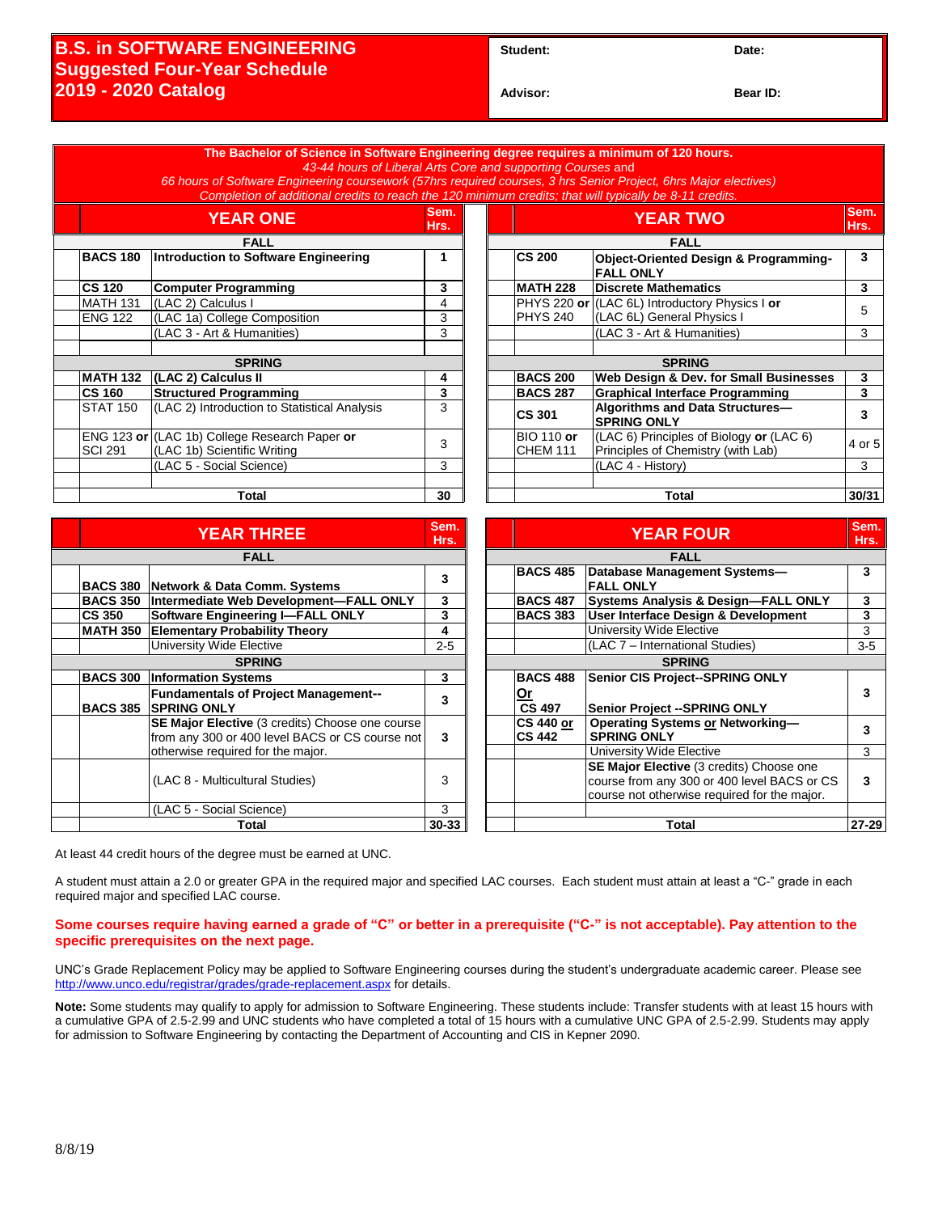# B.S. in SOFTWARE ENGINEERING
## Suggested Four-Year Schedule
## 2019 - 2020 Catalog

**Student:** &nbsp;&nbsp;&nbsp;&nbsp;&nbsp;&nbsp;&nbsp;&nbsp; **Date:**

**Advisor:** &nbsp;&nbsp;&nbsp;&nbsp;&nbsp;&nbsp;&nbsp;&nbsp; **Bear ID:**

**The Bachelor of Science in Software Engineering degree requires a minimum of 120 hours.**
*43-44 hours of Liberal Arts Core and supporting Courses and*
*66 hours of Software Engineering coursework (57hrs required courses, 3 hrs Senior Project, 6hrs Major electives)*
*Completion of additional credits to reach the 120 minimum credits; that will typically be 8-11 credits.*

## YEAR ONE

| | Course | Title | Sem. Hrs. |
|---|---|---|---|
| **FALL** | | | |
| | **BACS 180** | **Introduction to Software Engineering** | **1** |
| | **CS 120** | **Computer Programming** | **3** |
| | MATH 131 | (LAC 2) Calculus I | 4 |
| | ENG 122 | (LAC 1a) College Composition | 3 |
| | | (LAC 3 - Art & Humanities) | 3 |
| **SPRING** | | | |
| | **MATH 132** | **(LAC 2) Calculus II** | **4** |
| | **CS 160** | **Structured Programming** | **3** |
| | STAT 150 | (LAC 2) Introduction to Statistical Analysis | 3 |
| | ENG 123 **or** SCI 291 | (LAC 1b) College Research Paper **or** (LAC 1b) Scientific Writing | 3 |
| | | (LAC 5 - Social Science) | 3 |
| | | **Total** | **30** |

## YEAR TWO

| | Course | Title | Sem. Hrs. |
|---|---|---|---|
| **FALL** | | | |
| | **CS 200** | **Object-Oriented Design & Programming-FALL ONLY** | **3** |
| | **MATH 228** | **Discrete Mathematics** | **3** |
| | PHYS 220 **or** PHYS 240 | (LAC 6L) Introductory Physics I **or** (LAC 6L) General Physics I | 5 |
| | | (LAC 3 - Art & Humanities) | 3 |
| **SPRING** | | | |
| | **BACS 200** | **Web Design & Dev. for Small Businesses** | **3** |
| | **BACS 287** | **Graphical Interface Programming** | **3** |
| | **CS 301** | **Algorithms and Data Structures—SPRING ONLY** | **3** |
| | BIO 110 **or** CHEM 111 | (LAC 6) Principles of Biology **or** (LAC 6) Principles of Chemistry (with Lab) | 4 or 5 |
| | | (LAC 4 - History) | 3 |
| | | **Total** | **30/31** |

## YEAR THREE

| | Course | Title | Sem. Hrs. |
|---|---|---|---|
| **FALL** | | | |
| | **BACS 380** | **Network & Data Comm. Systems** | **3** |
| | **BACS 350** | **Intermediate Web Development—FALL ONLY** | **3** |
| | **CS 350** | **Software Engineering I—FALL ONLY** | **3** |
| | **MATH 350** | **Elementary Probability Theory** | **4** |
| | | University Wide Elective | 2-5 |
| **SPRING** | | | |
| | **BACS 300** | **Information Systems** | **3** |
| | **BACS 385** | **Fundamentals of Project Management--SPRING ONLY** | **3** |
| | | **SE Major Elective** (3 credits) Choose one course from any 300 or 400 level BACS or CS course not otherwise required for the major. | **3** |
| | | (LAC 8 - Multicultural Studies) | 3 |
| | | (LAC 5 - Social Science) | 3 |
| | | **Total** | **30-33** |

## YEAR FOUR

| | Course | Title | Sem. Hrs. |
|---|---|---|---|
| **FALL** | | | |
| | **BACS 485** | **Database Management Systems—FALL ONLY** | **3** |
| | **BACS 487** | **Systems Analysis & Design—FALL ONLY** | **3** |
| | **BACS 383** | **User Interface Design & Development** | **3** |
| | | University Wide Elective | 3 |
| | | (LAC 7 – International Studies) | 3-5 |
| **SPRING** | | | |
| | **BACS 488 Or CS 497** | **Senior CIS Project--SPRING ONLY** / **Senior Project --SPRING ONLY** | **3** |
| | **CS 440 or CS 442** | **Operating Systems or Networking—SPRING ONLY** | **3** |
| | | University Wide Elective | 3 |
| | | **SE Major Elective** (3 credits) Choose one course from any 300 or 400 level BACS or CS course not otherwise required for the major. | **3** |
| | | **Total** | **27-29** |

At least 44 credit hours of the degree must be earned at UNC.

A student must attain a 2.0 or greater GPA in the required major and specified LAC courses. Each student must attain at least a "C-" grade in each required major and specified LAC course.

**Some courses require having earned a grade of "C" or better in a prerequisite ("C-" is not acceptable). Pay attention to the specific prerequisites on the next page.**

UNC's Grade Replacement Policy may be applied to Software Engineering courses during the student's undergraduate academic career. Please see http://www.unco.edu/registrar/grades/grade-replacement.aspx for details.

**Note:** Some students may qualify to apply for admission to Software Engineering. These students include: Transfer students with at least 15 hours with a cumulative GPA of 2.5-2.99 and UNC students who have completed a total of 15 hours with a cumulative UNC GPA of 2.5-2.99. Students may apply for admission to Software Engineering by contacting the Department of Accounting and CIS in Kepner 2090.

8/8/19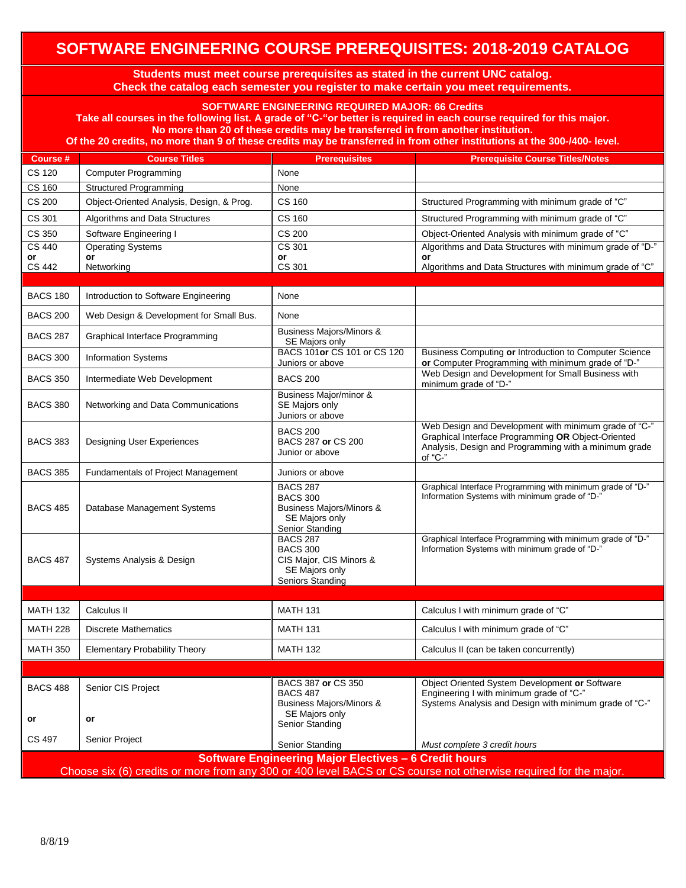# SOFTWARE ENGINEERING COURSE PREREQUISITES: 2018-2019 CATALOG

**Students must meet course prerequisites as stated in the current UNC catalog.**
**Check the catalog each semester you register to make certain you meet requirements.**

**SOFTWARE ENGINEERING REQUIRED MAJOR: 66 Credits**
**Take all courses in the following list. A grade of "C-"or better is required in each course required for this major.**
**No more than 20 of these credits may be transferred in from another institution.**
**Of the 20 credits, no more than 9 of these credits may be transferred in from other institutions at the 300-/400- level.**

| Course # | Course Titles | Prerequisites | Prerequisite Course Titles/Notes |
|---|---|---|---|
| CS 120 | Computer Programming | None | |
| CS 160 | Structured Programming | None | |
| CS 200 | Object-Oriented Analysis, Design, & Prog. | CS 160 | Structured Programming with minimum grade of "C" |
| CS 301 | Algorithms and Data Structures | CS 160 | Structured Programming with minimum grade of "C" |
| CS 350 | Software Engineering I | CS 200 | Object-Oriented Analysis with minimum grade of "C" |
| CS 440 **or** CS 442 | Operating Systems **or** Networking | CS 301 **or** CS 301 | Algorithms and Data Structures with minimum grade of "D-" **or** Algorithms and Data Structures with minimum grade of "C" |
| | | | |
| BACS 180 | Introduction to Software Engineering | None | |
| BACS 200 | Web Design & Development for Small Bus. | None | |
| BACS 287 | Graphical Interface Programming | Business Majors/Minors & SE Majors only | |
| BACS 300 | Information Systems | BACS 101**or** CS 101 or CS 120 Juniors or above | Business Computing **or** Introduction to Computer Science **or** Computer Programming with minimum grade of "D-" |
| BACS 350 | Intermediate Web Development | BACS 200 | Web Design and Development for Small Business with minimum grade of "D-" |
| BACS 380 | Networking and Data Communications | Business Major/minor & SE Majors only Juniors or above | |
| BACS 383 | Designing User Experiences | BACS 200 BACS 287 **or** CS 200 Junior or above | Web Design and Development with minimum grade of "C-" Graphical Interface Programming **OR** Object-Oriented Analysis, Design and Programming with a minimum grade of "C-" |
| BACS 385 | Fundamentals of Project Management | Juniors or above | |
| BACS 485 | Database Management Systems | BACS 287 BACS 300 Business Majors/Minors & SE Majors only Senior Standing | Graphical Interface Programming with minimum grade of "D-" Information Systems with minimum grade of "D-" |
| BACS 487 | Systems Analysis & Design | BACS 287 BACS 300 CIS Major, CIS Minors & SE Majors only Seniors Standing | Graphical Interface Programming with minimum grade of "D-" Information Systems with minimum grade of "D-" |
| | | | |
| MATH 132 | Calculus II | MATH 131 | Calculus I with minimum grade of "C" |
| MATH 228 | Discrete Mathematics | MATH 131 | Calculus I with minimum grade of "C" |
| MATH 350 | Elementary Probability Theory | MATH 132 | Calculus II (can be taken concurrently) |
| | | | |
| BACS 488 **or** CS 497 | Senior CIS Project **or** Senior Project | BACS 387 **or** CS 350 BACS 487 Business Majors/Minors & SE Majors only Senior Standing / Senior Standing | Object Oriented System Development **or** Software Engineering I with minimum grade of "C-" Systems Analysis and Design with minimum grade of "C-" / *Must complete 3 credit hours* |

**Software Engineering Major Electives – 6 Credit hours**
Choose six (6) credits or more from any 300 or 400 level BACS or CS course not otherwise required for the major.

8/8/19